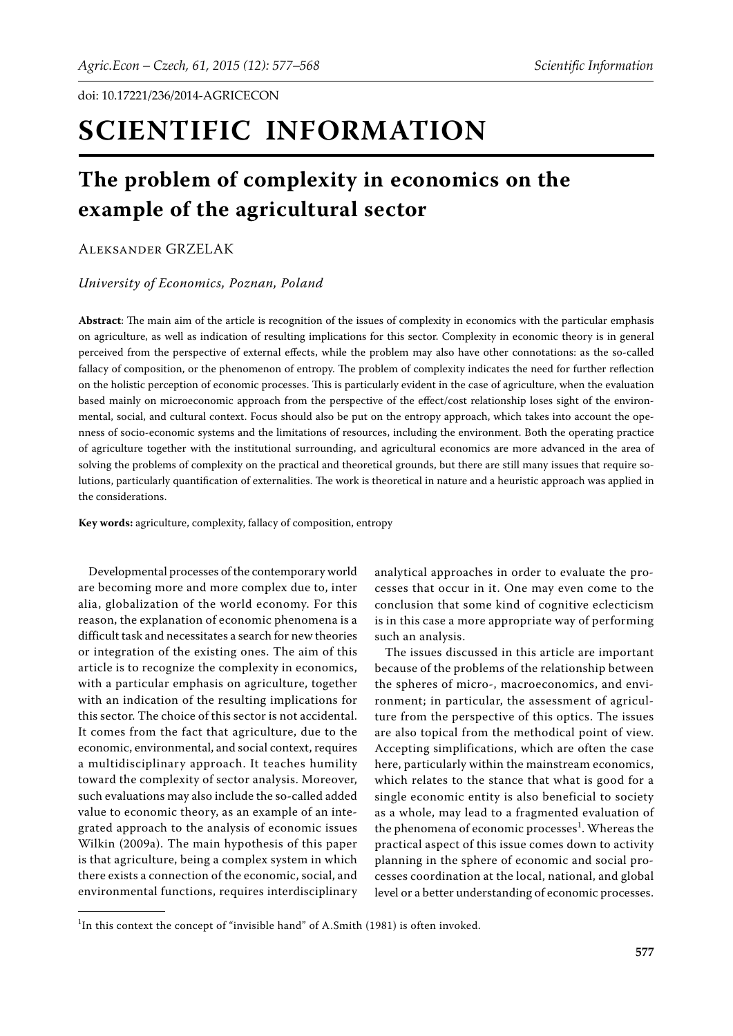doi: 10.17221/236/2014-AGRICECON

# SCIENTIFIC INFORMATION

## The problem of complexity in economics on the example of the agricultural sector

Aleksander GRZELAK

*University of Economics, Poznan, Poland*

**Abstract**: The main aim of the article is recognition of the issues of complexity in economics with the particular emphasis on agriculture, as well as indication of external resulting implications for this sector. Complexity in economic theory is in general perceived from the perspective of external effects, while the problem may also have other connotations: as the so-called fallacy of composition, or the phenomenon of entropy. The problem of complexity indicates the need for further reflection on the holistic perception of economic processes. This is particularly evident in the case of agriculture, when the evaluation based mainly on microeconomic approach from the perspective of the effect/cost relationship loses sight of the environmental, social, and cultural context. Focus should also be put on the entropy approach, which takes into account the openness of socio-economic systems and the limitations of resources, including the environment. Both the operating practice of agriculture together with the institutional surrounding, and agricultural economics are more advanced in the area of solving the problems of complexity on the practical and theoretical grounds, but there are still many issues that require solutions, particularly quantification of externalities. The work is theoretical in nature and a heuristic approach was applied in the considerations.

**Key words:** agriculture, complexity, fallacy of composition, entropy

Developmental processes of the contemporary world are becoming more and more complex due to, inter alia, globalization of the world economy. For this reason, the explanation of economic phenomena is a difficult task and necessitates a search for new theories or integration of the existing ones. The aim of this article is to recognize the complexity in economics, with a particular emphasis on agriculture, together with an indication of the resulting implications for this sector. The choice of this sector is not accidental. It comes from the fact that agriculture, due to the economic, environmental, and social context, requires a multidisciplinary approach. It teaches humility toward the complexity of sector analysis. Moreover, such evaluations may also include the so-called added value to economic theory, as an example of an integrated approach to the analysis of economic issues Wilkin (2009a). The main hypothesis of this paper is that agriculture, being a complex system in which there exists a connection of the economic, social, and environmental functions, requires interdisciplinary analytical approaches in order to evaluate the processes that occur in it. One may even come to the conclusion that some kind of cognitive eclecticism is in this case a more appropriate way of performing such an analysis.

The issues discussed in this article are important because of the problems of the relationship between the spheres of micro-, macroeconomics, and environment; in particular, the assessment of agriculture from the perspective of this optics. The issues are also topical from the methodical point of view. Accepting simplifications, which are often the case here, particularly within the mainstream economics, which relates to the stance that what is good for a single economic entity is also beneficial to society as a whole, may lead to a fragmented evaluation of the phenomena of economic processes[1]. Whereas the practical aspect of this issue comes down to activity planning in the sphere of economic and social processes coordination at the local, national, and global level or a better understanding of economic processes.

[1]In this context the concept of "invisible hand" of A.Smith (1981) is often invoked.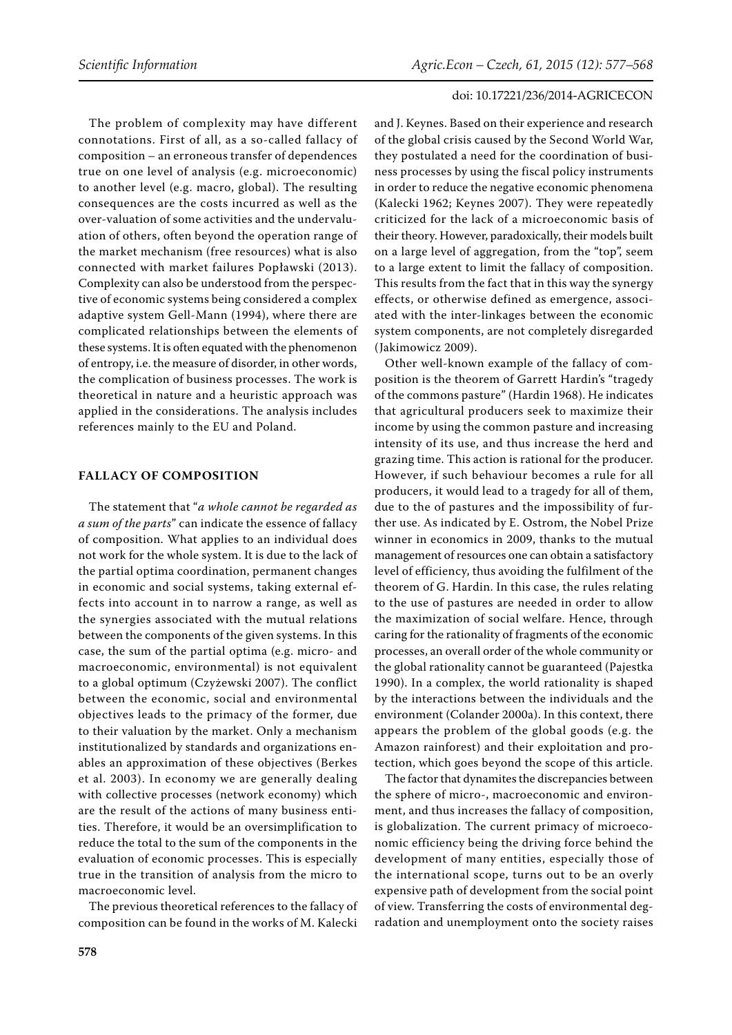The problem of complexity may have different connotations. First of all, as a so-called fallacy of composition – an erroneous transfer of dependences true on one level of analysis (e.g. microeconomic) to another level (e.g. macro, global). The resulting consequences are the costs incurred as well as the over-valuation of some activities and the undervaluation of others, often beyond the operation range of the market mechanism (free resources) what is also connected with market failures Popławski (2013). Complexity can also be understood from the perspective of economic systems being considered a complex adaptive system Gell-Mann (1994), where there are complicated relationships between the elements of these systems. It is often equated with the phenomenon of entropy, i.e. the measure of disorder, in other words, the complication of business processes. The work is theoretical in nature and a heuristic approach was applied in the considerations. The analysis includes references mainly to the EU and Poland.

## FALLACY OF COMPOSITION

The statement that "*a whole cannot be regarded as a sum of the parts*" can indicate the essence of fallacy of composition. What applies to an individual does not work for the whole system. It is due to the lack of the partial optima coordination, permanent changes in economic and social systems, taking external effects into account in to narrow a range, as well as the synergies associated with the mutual relations between the components of the given systems. In this case, the sum of the partial optima (e.g. micro- and macroeconomic, environmental) is not equivalent to a global optimum (Czyżewski 2007). The conflict between the economic, social and environmental objectives leads to the primacy of the former, due to their valuation by the market. Only a mechanism institutionalized by standards and organizations enables an approximation of these objectives (Berkes et al. 2003). In economy we are generally dealing with collective processes (network economy) which are the result of the actions of many business entities. Therefore, it would be an oversimplification to reduce the total to the sum of the components in the evaluation of economic processes. This is especially true in the transition of analysis from the micro to macroeconomic level.

The previous theoretical references to the fallacy of composition can be found in the works of M. Kalecki and J. Keynes. Based on their experience and research of the global crisis caused by the Second World War, they postulated a need for the coordination of business processes by using the fiscal policy instruments in order to reduce the negative economic phenomena (Kalecki 1962; Keynes 2007). They were repeatedly criticized for the lack of a microeconomic basis of their theory. However, paradoxically, their models built on a large level of aggregation, from the "top", seem to a large extent to limit the fallacy of composition. This results from the fact that in this way the synergy effects, or otherwise defined as emergence, associated with the inter-linkages between the economic system components, are not completely disregarded (Jakimowicz 2009).

Other well-known example of the fallacy of composition is the theorem of Garrett Hardin's "tragedy of the commons pasture" (Hardin 1968). He indicates that agricultural producers seek to maximize their income by using the common pasture and increasing intensity of its use, and thus increase the herd and grazing time. This action is rational for the producer. However, if such behaviour becomes a rule for all producers, it would lead to a tragedy for all of them, due to the of pastures and the impossibility of further use. As indicated by E. Ostrom, the Nobel Prize winner in economics in 2009, thanks to the mutual management of resources one can obtain a satisfactory level of efficiency, thus avoiding the fulfilment of the theorem of G. Hardin. In this case, the rules relating to the use of pastures are needed in order to allow the maximization of social welfare. Hence, through caring for the rationality of fragments of the economic processes, an overall order of the whole community or the global rationality cannot be guaranteed (Pajestka 1990). In a complex, the world rationality is shaped by the interactions between the individuals and the environment (Colander 2000a). In this context, there appears the problem of the global goods (e.g. the Amazon rainforest) and their exploitation and protection, which goes beyond the scope of this article.

The factor that dynamites the discrepancies between the sphere of micro-, macroeconomic and environment, and thus increases the fallacy of composition, is globalization. The current primacy of microeconomic efficiency being the driving force behind the development of many entities, especially those of the international scope, turns out to be an overly expensive path of development from the social point of view. Transferring the costs of environmental degradation and unemployment onto the society raises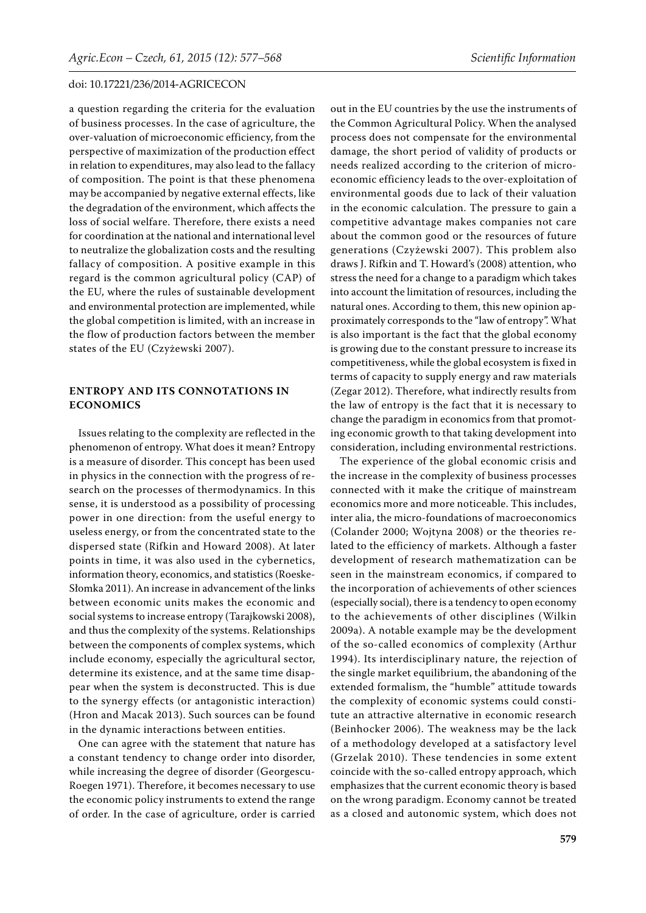a question regarding the criteria for the evaluation of business processes. In the case of agriculture, the over-valuation of microeconomic efficiency, from the perspective of maximization of the production effect in relation to expenditures, may also lead to the fallacy of composition. The point is that these phenomena may be accompanied by negative external effects, like the degradation of the environment, which affects the loss of social welfare. Therefore, there exists a need for coordination at the national and international level to neutralize the globalization costs and the resulting fallacy of composition. A positive example in this regard is the common agricultural policy (CAP) of the EU, where the rules of sustainable development and environmental protection are implemented, while the global competition is limited, with an increase in the flow of production factors between the member states of the EU (Czyżewski 2007).

## ENTROPY AND ITS CONNOTATIONS IN ECONOMICS

Issues relating to the complexity are reflected in the phenomenon of entropy. What does it mean? Entropy is a measure of disorder. This concept has been used in physics in the connection with the progress of research on the processes of thermodynamics. In this sense, it is understood as a possibility of processing power in one direction: from the useful energy to useless energy, or from the concentrated state to the dispersed state (Rifkin and Howard 2008). At later points in time, it was also used in the cybernetics, information theory, economics, and statistics (Roeske-Słomka 2011). An increase in advancement of the links between economic units makes the economic and social systems to increase entropy (Tarajkowski 2008), and thus the complexity of the systems. Relationships between the components of complex systems, which include economy, especially the agricultural sector, determine its existence, and at the same time disappear when the system is deconstructed. This is due to the synergy effects (or antagonistic interaction) (Hron and Macak 2013). Such sources can be found in the dynamic interactions between entities.

One can agree with the statement that nature has a constant tendency to change order into disorder, while increasing the degree of disorder (Georgescu-Roegen 1971). Therefore, it becomes necessary to use the economic policy instruments to extend the range of order. In the case of agriculture, order is carried out in the EU countries by the use the instruments of the Common Agricultural Policy. When the analysed process does not compensate for the environmental damage, the short period of validity of products or needs realized according to the criterion of microeconomic efficiency leads to the over-exploitation of environmental goods due to lack of their valuation in the economic calculation. The pressure to gain a competitive advantage makes companies not care about the common good or the resources of future generations (Czyżewski 2007). This problem also draws J. Rifkin and T. Howard's (2008) attention, who stress the need for a change to a paradigm which takes into account the limitation of resources, including the natural ones. According to them, this new opinion approximately corresponds to the "law of entropy". What is also important is the fact that the global economy is growing due to the constant pressure to increase its competitiveness, while the global ecosystem is fixed in terms of capacity to supply energy and raw materials (Zegar 2012). Therefore, what indirectly results from the law of entropy is the fact that it is necessary to change the paradigm in economics from that promoting economic growth to that taking development into consideration, including environmental restrictions.

The experience of the global economic crisis and the increase in the complexity of business processes connected with it make the critique of mainstream economics more and more noticeable. This includes, inter alia, the micro-foundations of macroeconomics (Colander 2000; Wojtyna 2008) or the theories related to the efficiency of markets. Although a faster development of research mathematization can be seen in the mainstream economics, if compared to the incorporation of achievements of other sciences (especially social), there is a tendency to open economy to the achievements of other disciplines (Wilkin 2009a). A notable example may be the development of the so-called economics of complexity (Arthur 1994). Its interdisciplinary nature, the rejection of the single market equilibrium, the abandoning of the extended formalism, the "humble" attitude towards the complexity of economic systems could constitute an attractive alternative in economic research (Beinhocker 2006). The weakness may be the lack of a methodology developed at a satisfactory level (Grzelak 2010). These tendencies in some extent coincide with the so-called entropy approach, which emphasizes that the current economic theory is based on the wrong paradigm. Economy cannot be treated as a closed and autonomic system, which does not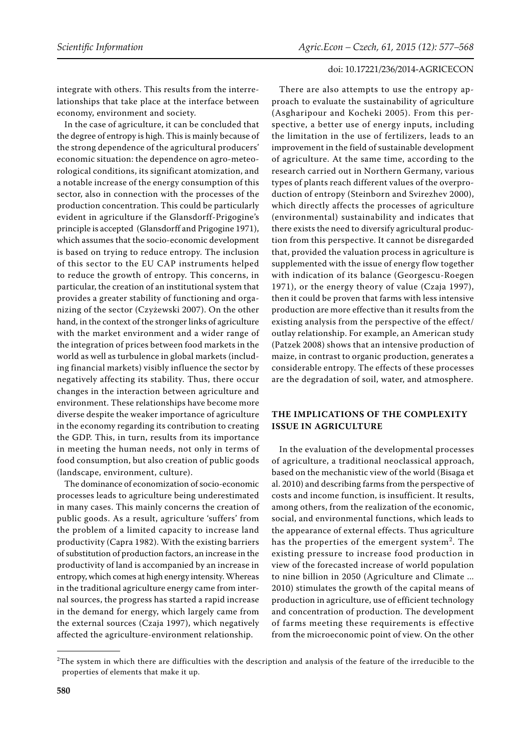integrate with others. This results from the interrelationships that take place at the interface between economy, environment and society.

In the case of agriculture, it can be concluded that the degree of entropy is high. This is mainly because of the strong dependence of the agricultural producers' economic situation: the dependence on agro-meteorological conditions, its significant atomization, and a notable increase of the energy consumption of this sector, also in connection with the processes of the production concentration. This could be particularly evident in agriculture if the Glansdorff-Prigogine's principle is accepted (Glansdorff and Prigogine 1971), which assumes that the socio-economic development is based on trying to reduce entropy. The inclusion of this sector to the EU CAP instruments helped to reduce the growth of entropy. This concerns, in particular, the creation of an institutional system that provides a greater stability of functioning and organizing of the sector (Czyżewski 2007). On the other hand, in the context of the stronger links of agriculture with the market environment and a wider range of the integration of prices between food markets in the world as well as turbulence in global markets (including financial markets) visibly influence the sector by negatively affecting its stability. Thus, there occur changes in the interaction between agriculture and environment. These relationships have become more diverse despite the weaker importance of agriculture in the economy regarding its contribution to creating the GDP. This, in turn, results from its importance in meeting the human needs, not only in terms of food consumption, but also creation of public goods (landscape, environment, culture).

The dominance of economization of socio-economic processes leads to agriculture being underestimated in many cases. This mainly concerns the creation of public goods. As a result, agriculture 'suffers' from the problem of a limited capacity to increase land productivity (Capra 1982). With the existing barriers of substitution of production factors, an increase in the productivity of land is accompanied by an increase in entropy, which comes at high energy intensity. Whereas in the traditional agriculture energy came from internal sources, the progress has started a rapid increase in the demand for energy, which largely came from the external sources (Czaja 1997), which negatively affected the agriculture-environment relationship.

There are also attempts to use the entropy approach to evaluate the sustainability of agriculture (Asgharipour and Kocheki 2005). From this perspective, a better use of energy inputs, including the limitation in the use of fertilizers, leads to an improvement in the field of sustainable development of agriculture. At the same time, according to the research carried out in Northern Germany, various types of plants reach different values of the overproduction of entropy (Steinborn and Svirezhev 2000), which directly affects the processes of agriculture (environmental) sustainability and indicates that there exists the need to diversify agricultural production from this perspective. It cannot be disregarded that, provided the valuation process in agriculture is supplemented with the issue of energy flow together with indication of its balance (Georgescu-Roegen 1971), or the energy theory of value (Czaja 1997), then it could be proven that farms with less intensive production are more effective than it results from the existing analysis from the perspective of the effect/outlay relationship. For example, an American study (Patzek 2008) shows that an intensive production of maize, in contrast to organic production, generates a considerable entropy. The effects of these processes are the degradation of soil, water, and atmosphere.

## THE IMPLICATIONS OF THE COMPLEXITY ISSUE IN AGRICULTURE

In the evaluation of the developmental processes of agriculture, a traditional neoclassical approach, based on the mechanistic view of the world (Bisaga et al. 2010) and describing farms from the perspective of costs and income function, is insufficient. It results, among others, from the realization of the economic, social, and environmental functions, which leads to the appearance of external effects. Thus agriculture has the properties of the emergent system[2]. The existing pressure to increase food production in view of the forecasted increase of world population to nine billion in 2050 (Agriculture and Climate ... 2010) stimulates the growth of the capital means of production in agriculture, use of efficient technology and concentration of production. The development of farms meeting these requirements is effective from the microeconomic point of view. On the other

[2]The system in which there are difficulties with the description and analysis of the feature of the irreducible to the properties of elements that make it up.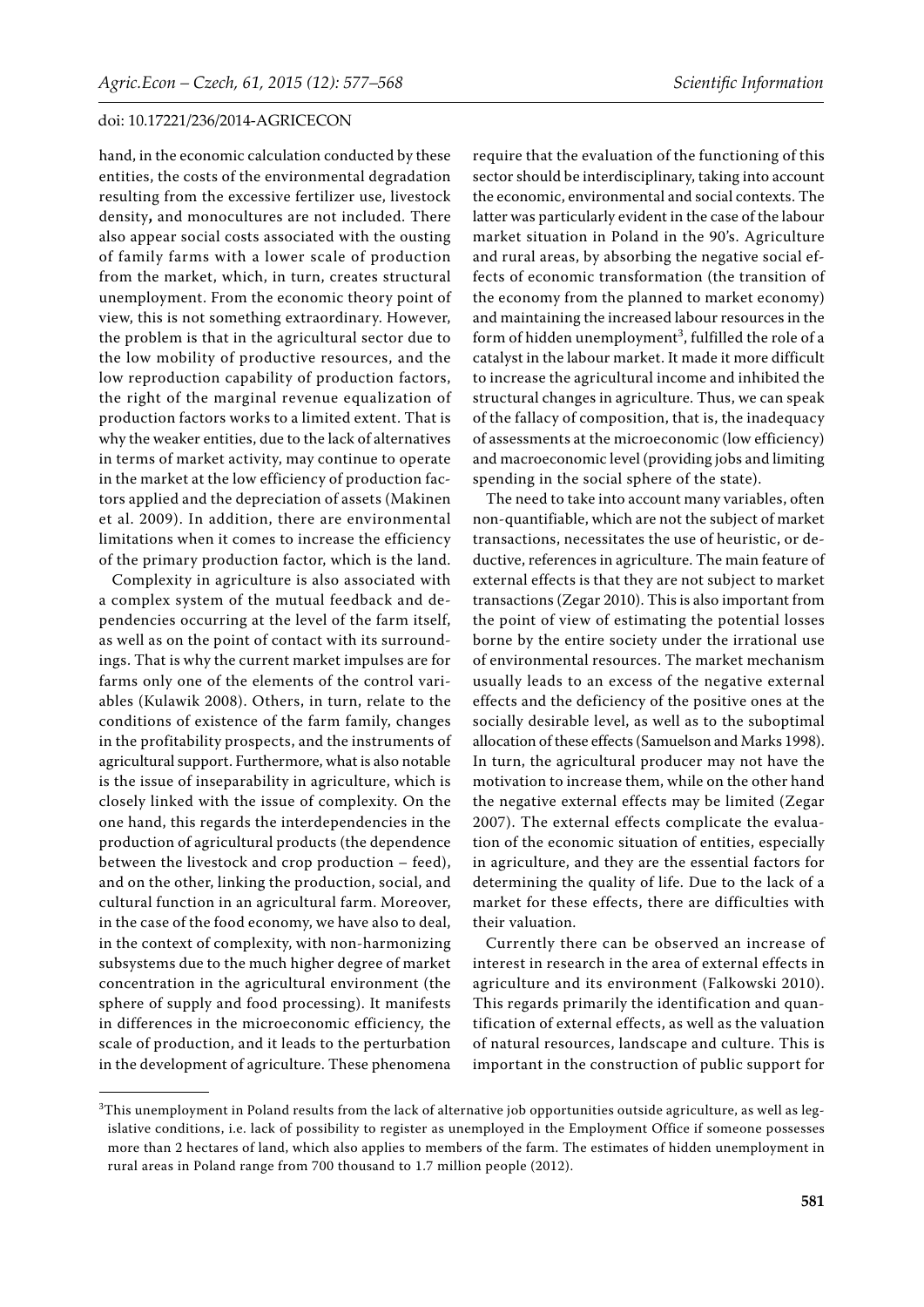hand, in the economic calculation conducted by these entities, the costs of the environmental degradation resulting from the excessive fertilizer use, livestock density**,** and monocultures are not included. There also appear social costs associated with the ousting of family farms with a lower scale of production from the market, which, in turn, creates structural unemployment. From the economic theory point of view, this is not something extraordinary. However, the problem is that in the agricultural sector due to the low mobility of productive resources, and the low reproduction capability of production factors, the right of the marginal revenue equalization of production factors works to a limited extent. That is why the weaker entities, due to the lack of alternatives in terms of market activity, may continue to operate in the market at the low efficiency of production factors applied and the depreciation of assets (Makinen et al. 2009). In addition, there are environmental limitations when it comes to increase the efficiency of the primary production factor, which is the land.

Complexity in agriculture is also associated with a complex system of the mutual feedback and dependencies occurring at the level of the farm itself, as well as on the point of contact with its surroundings. That is why the current market impulses are for farms only one of the elements of the control variables (Kulawik 2008). Others, in turn, relate to the conditions of existence of the farm family, changes in the profitability prospects, and the instruments of agricultural support. Furthermore, what is also notable is the issue of inseparability in agriculture, which is closely linked with the issue of complexity. On the one hand, this regards the interdependencies in the production of agricultural products (the dependence between the livestock and crop production – feed), and on the other, linking the production, social, and cultural function in an agricultural farm. Moreover, in the case of the food economy, we have also to deal, in the context of complexity, with non-harmonizing subsystems due to the much higher degree of market concentration in the agricultural environment (the sphere of supply and food processing). It manifests in differences in the microeconomic efficiency, the scale of production, and it leads to the perturbation in the development of agriculture. These phenomena require that the evaluation of the functioning of this sector should be interdisciplinary, taking into account the economic, environmental and social contexts. The latter was particularly evident in the case of the labour market situation in Poland in the 90's. Agriculture and rural areas, by absorbing the negative social effects of economic transformation (the transition of the economy from the planned to market economy) and maintaining the increased labour resources in the form of hidden unemployment[3], fulfilled the role of a catalyst in the labour market. It made it more difficult to increase the agricultural income and inhibited the structural changes in agriculture. Thus, we can speak of the fallacy of composition, that is, the inadequacy of assessments at the microeconomic (low efficiency) and macroeconomic level (providing jobs and limiting spending in the social sphere of the state).

The need to take into account many variables, often non-quantifiable, which are not the subject of market transactions, necessitates the use of heuristic, or deductive, references in agriculture. The main feature of external effects is that they are not subject to market transactions (Zegar 2010). This is also important from the point of view of estimating the potential losses borne by the entire society under the irrational use of environmental resources. The market mechanism usually leads to an excess of the negative external effects and the deficiency of the positive ones at the socially desirable level, as well as to the suboptimal allocation of these effects (Samuelson and Marks 1998). In turn, the agricultural producer may not have the motivation to increase them, while on the other hand the negative external effects may be limited (Zegar 2007). The external effects complicate the evaluation of the economic situation of entities, especially in agriculture, and they are the essential factors for determining the quality of life. Due to the lack of a market for these effects, there are difficulties with their valuation.

Currently there can be observed an increase of interest in research in the area of external effects in agriculture and its environment (Falkowski 2010). This regards primarily the identification and quantification of external effects, as well as the valuation of natural resources, landscape and culture. This is important in the construction of public support for

---

[3]This unemployment in Poland results from the lack of alternative job opportunities outside agriculture, as well as legislative conditions, i.e. lack of possibility to register as unemployed in the Employment Office if someone possesses more than 2 hectares of land, which also applies to members of the farm. The estimates of hidden unemployment in rural areas in Poland range from 700 thousand to 1.7 million people (2012).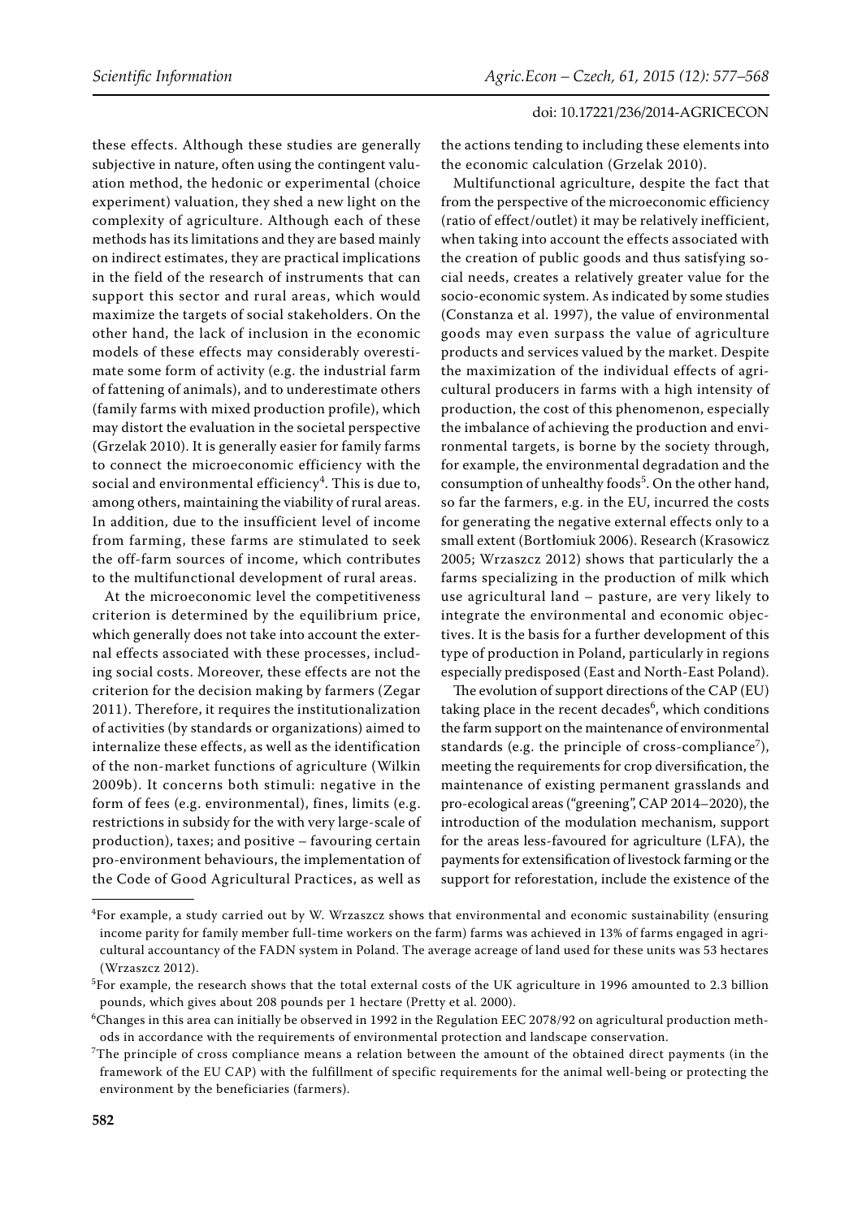these effects. Although these studies are generally subjective in nature, often using the contingent valuation method, the hedonic or experimental (choice experiment) valuation, they shed a new light on the complexity of agriculture. Although each of these methods has its limitations and they are based mainly on indirect estimates, they are practical implications in the field of the research of instruments that can support this sector and rural areas, which would maximize the targets of social stakeholders. On the other hand, the lack of inclusion in the economic models of these effects may considerably overestimate some form of activity (e.g. the industrial farm of fattening of animals), and to underestimate others (family farms with mixed production profile), which may distort the evaluation in the societal perspective (Grzelak 2010). It is generally easier for family farms to connect the microeconomic efficiency with the social and environmental efficiency[4]. This is due to, among others, maintaining the viability of rural areas. In addition, due to the insufficient level of income from farming, these farms are stimulated to seek the off-farm sources of income, which contributes to the multifunctional development of rural areas.

At the microeconomic level the competitiveness criterion is determined by the equilibrium price, which generally does not take into account the external effects associated with these processes, including social costs. Moreover, these effects are not the criterion for the decision making by farmers (Zegar 2011). Therefore, it requires the institutionalization of activities (by standards or organizations) aimed to internalize these effects, as well as the identification of the non-market functions of agriculture (Wilkin 2009b). It concerns both stimuli: negative in the form of fees (e.g. environmental), fines, limits (e.g. restrictions in subsidy for the with very large-scale of production), taxes; and positive – favouring certain pro-environment behaviours, the implementation of the Code of Good Agricultural Practices, as well as the actions tending to including these elements into the economic calculation (Grzelak 2010).

Multifunctional agriculture, despite the fact that from the perspective of the microeconomic efficiency (ratio of effect/outlet) it may be relatively inefficient, when taking into account the effects associated with the creation of public goods and thus satisfying social needs, creates a relatively greater value for the socio-economic system. As indicated by some studies (Constanza et al. 1997), the value of environmental goods may even surpass the value of agriculture products and services valued by the market. Despite the maximization of the individual effects of agricultural producers in farms with a high intensity of production, the cost of this phenomenon, especially the imbalance of achieving the production and environmental targets, is borne by the society through, for example, the environmental degradation and the consumption of unhealthy foods[5]. On the other hand, so far the farmers, e.g. in the EU, incurred the costs for generating the negative external effects only to a small extent (Bortłomiuk 2006). Research (Krasowicz 2005; Wrzaszcz 2012) shows that particularly the a farms specializing in the production of milk which use agricultural land – pasture, are very likely to integrate the environmental and economic objectives. It is the basis for a further development of this type of production in Poland, particularly in regions especially predisposed (East and North-East Poland).

The evolution of support directions of the CAP (EU) taking place in the recent decades[6], which conditions the farm support on the maintenance of environmental standards (e.g. the principle of cross-compliance[7]), meeting the requirements for crop diversification, the maintenance of existing permanent grasslands and pro-ecological areas ("greening", CAP 2014–2020), the introduction of the modulation mechanism, support for the areas less-favoured for agriculture (LFA), the payments for extensification of livestock farming or the support for reforestation, include the existence of the

---

[4]For example, a study carried out by W. Wrzaszcz shows that environmental and economic sustainability (ensuring income parity for family member full-time workers on the farm) farms was achieved in 13% of farms engaged in agricultural accountancy of the FADN system in Poland. The average acreage of land used for these units was 53 hectares (Wrzaszcz 2012).

[5]For example, the research shows that the total external costs of the UK agriculture in 1996 amounted to 2.3 billion pounds, which gives about 208 pounds per 1 hectare (Pretty et al. 2000).

[6]Changes in this area can initially be observed in 1992 in the Regulation EEC 2078/92 on agricultural production methods in accordance with the requirements of environmental protection and landscape conservation.

[7]The principle of cross compliance means a relation between the amount of the obtained direct payments (in the framework of the EU CAP) with the fulfillment of specific requirements for the animal well-being or protecting the environment by the beneficiaries (farmers).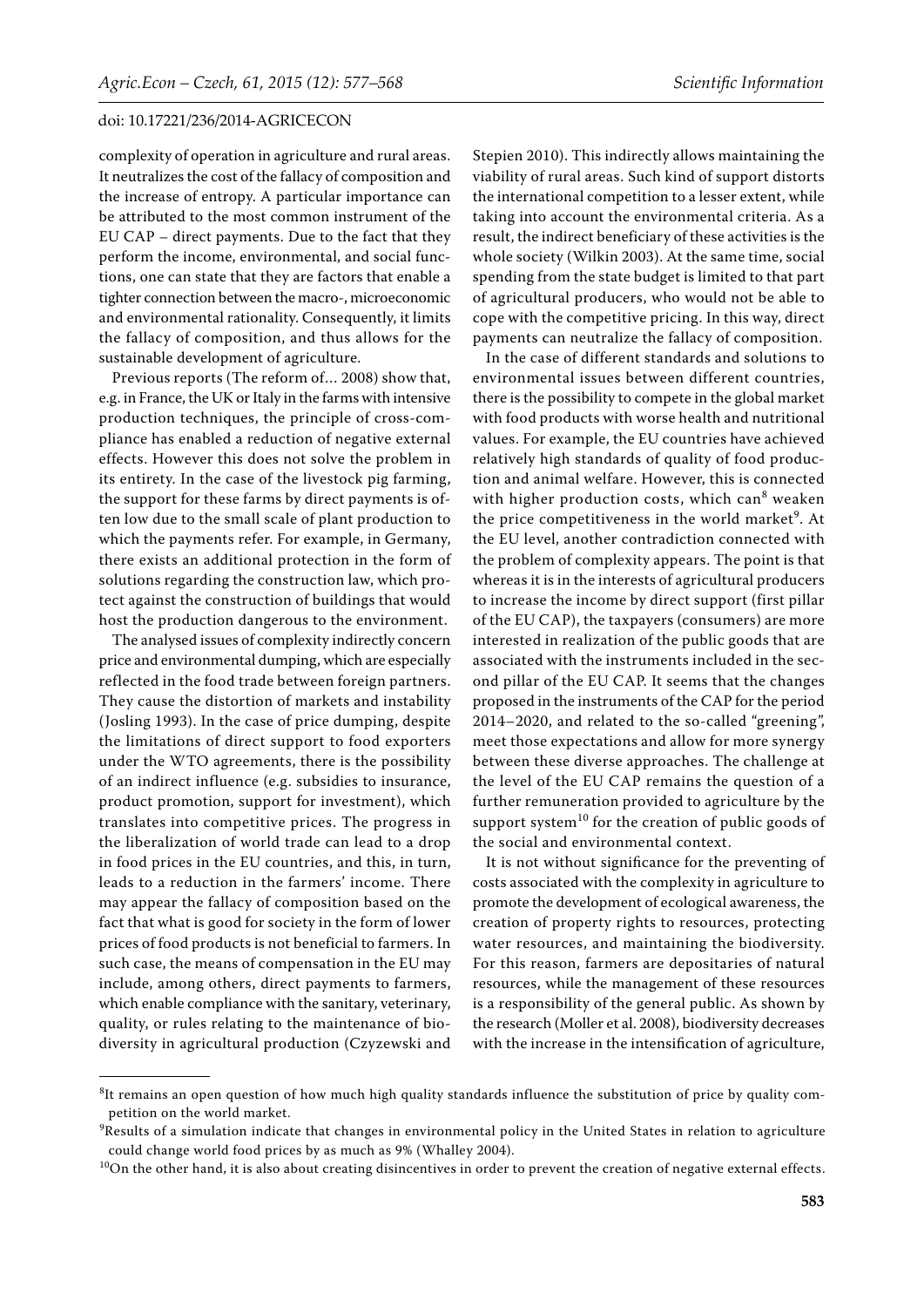complexity of operation in agriculture and rural areas. It neutralizes the cost of the fallacy of composition and the increase of entropy. A particular importance can be attributed to the most common instrument of the EU CAP – direct payments. Due to the fact that they perform the income, environmental, and social functions, one can state that they are factors that enable a tighter connection between the macro-, microeconomic and environmental rationality. Consequently, it limits the fallacy of composition, and thus allows for the sustainable development of agriculture.

Previous reports (The reform of… 2008) show that, e.g. in France, the UK or Italy in the farms with intensive production techniques, the principle of cross-compliance has enabled a reduction of negative external effects. However this does not solve the problem in its entirety. In the case of the livestock pig farming, the support for these farms by direct payments is often low due to the small scale of plant production to which the payments refer. For example, in Germany, there exists an additional protection in the form of solutions regarding the construction law, which protect against the construction of buildings that would host the production dangerous to the environment.

The analysed issues of complexity indirectly concern price and environmental dumping, which are especially reflected in the food trade between foreign partners. They cause the distortion of markets and instability (Josling 1993). In the case of price dumping, despite the limitations of direct support to food exporters under the WTO agreements, there is the possibility of an indirect influence (e.g. subsidies to insurance, product promotion, support for investment), which translates into competitive prices. The progress in the liberalization of world trade can lead to a drop in food prices in the EU countries, and this, in turn, leads to a reduction in the farmers' income. There may appear the fallacy of composition based on the fact that what is good for society in the form of lower prices of food products is not beneficial to farmers. In such case, the means of compensation in the EU may include, among others, direct payments to farmers, which enable compliance with the sanitary, veterinary, quality, or rules relating to the maintenance of biodiversity in agricultural production (Czyzewski and Stepien 2010). This indirectly allows maintaining the viability of rural areas. Such kind of support distorts the international competition to a lesser extent, while taking into account the environmental criteria. As a result, the indirect beneficiary of these activities is the whole society (Wilkin 2003). At the same time, social spending from the state budget is limited to that part of agricultural producers, who would not be able to cope with the competitive pricing. In this way, direct payments can neutralize the fallacy of composition.

In the case of different standards and solutions to environmental issues between different countries, there is the possibility to compete in the global market with food products with worse health and nutritional values. For example, the EU countries have achieved relatively high standards of quality of food production and animal welfare. However, this is connected with higher production costs, which can[8] weaken the price competitiveness in the world market[9]. At the EU level, another contradiction connected with the problem of complexity appears. The point is that whereas it is in the interests of agricultural producers to increase the income by direct support (first pillar of the EU CAP), the taxpayers (consumers) are more interested in realization of the public goods that are associated with the instruments included in the second pillar of the EU CAP. It seems that the changes proposed in the instruments of the CAP for the period 2014–2020, and related to the so-called "greening", meet those expectations and allow for more synergy between these diverse approaches. The challenge at the level of the EU CAP remains the question of a further remuneration provided to agriculture by the support system[10] for the creation of public goods of the social and environmental context.

It is not without significance for the preventing of costs associated with the complexity in agriculture to promote the development of ecological awareness, the creation of property rights to resources, protecting water resources, and maintaining the biodiversity. For this reason, farmers are depositaries of natural resources, while the management of these resources is a responsibility of the general public. As shown by the research (Moller et al. 2008), biodiversity decreases with the increase in the intensification of agriculture,

---

[8]It remains an open question of how much high quality standards influence the substitution of price by quality competition on the world market.

[9]Results of a simulation indicate that changes in environmental policy in the United States in relation to agriculture could change world food prices by as much as 9% (Whalley 2004).

[10]On the other hand, it is also about creating disincentives in order to prevent the creation of negative external effects.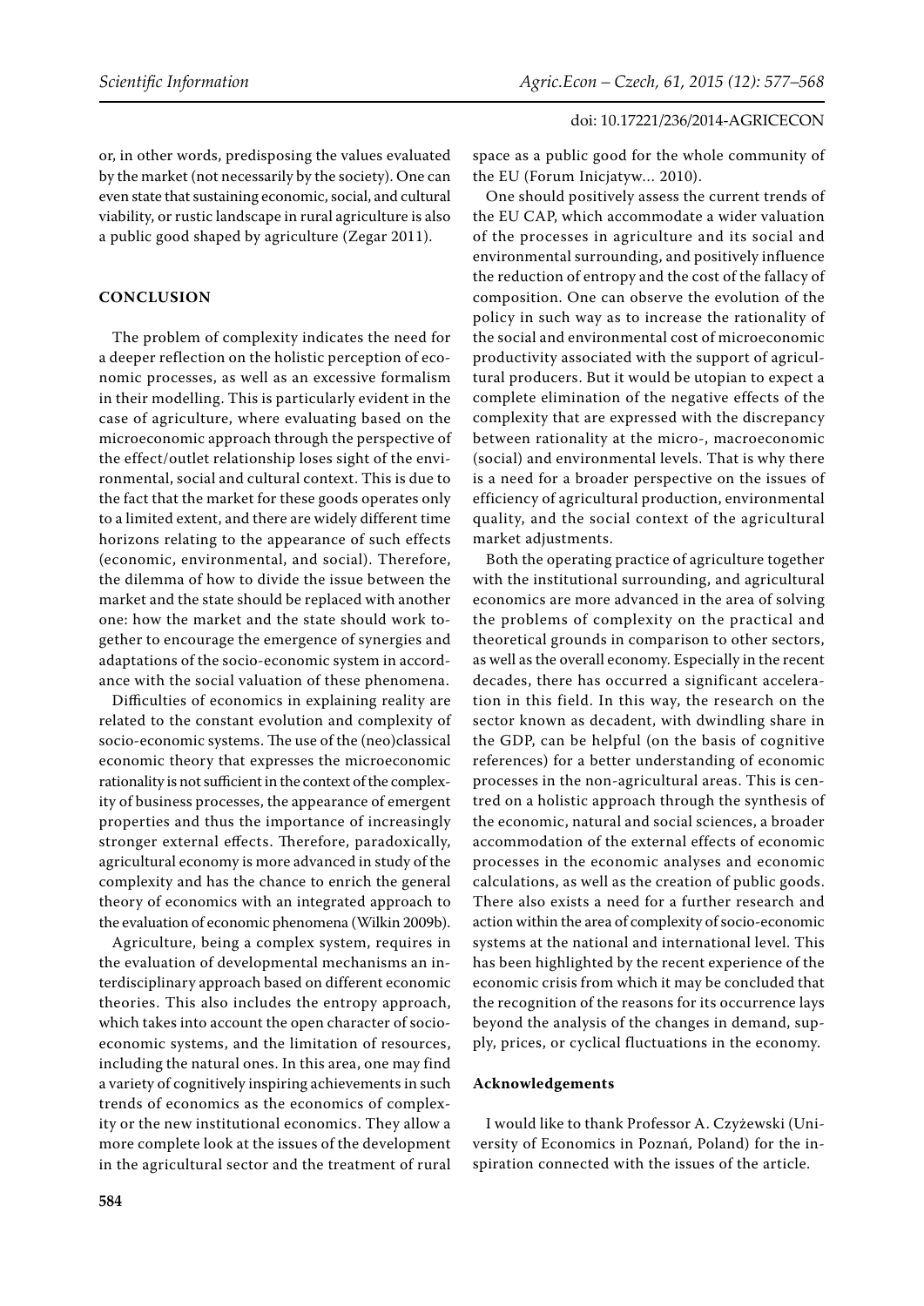or, in other words, predisposing the values evaluated by the market (not necessarily by the society). One can even state that sustaining economic, social, and cultural viability, or rustic landscape in rural agriculture is also a public good shaped by agriculture (Zegar 2011).

## CONCLUSION

The problem of complexity indicates the need for a deeper reflection on the holistic perception of economic processes, as well as an excessive formalism in their modelling. This is particularly evident in the case of agriculture, where evaluating based on the microeconomic approach through the perspective of the effect/outlet relationship loses sight of the environmental, social and cultural context. This is due to the fact that the market for these goods operates only to a limited extent, and there are widely different time horizons relating to the appearance of such effects (economic, environmental, and social). Therefore, the dilemma of how to divide the issue between the market and the state should be replaced with another one: how the market and the state should work together to encourage the emergence of synergies and adaptations of the socio-economic system in accordance with the social valuation of these phenomena.

Difficulties of economics in explaining reality are related to the constant evolution and complexity of socio-economic systems. The use of the (neo)classical economic theory that expresses the microeconomic rationality is not sufficient in the context of the complexity of business processes, the appearance of emergent properties and thus the importance of increasingly stronger external effects. Therefore, paradoxically, agricultural economy is more advanced in study of the complexity and has the chance to enrich the general theory of economics with an integrated approach to the evaluation of economic phenomena (Wilkin 2009b).

Agriculture, being a complex system, requires in the evaluation of developmental mechanisms an interdisciplinary approach based on different economic theories. This also includes the entropy approach, which takes into account the open character of socio-economic systems, and the limitation of resources, including the natural ones. In this area, one may find a variety of cognitively inspiring achievements in such trends of economics as the economics of complexity or the new institutional economics. They allow a more complete look at the issues of the development in the agricultural sector and the treatment of rural space as a public good for the whole community of the EU (Forum Inicjatyw... 2010).

One should positively assess the current trends of the EU CAP, which accommodate a wider valuation of the processes in agriculture and its social and environmental surrounding, and positively influence the reduction of entropy and the cost of the fallacy of composition. One can observe the evolution of the policy in such way as to increase the rationality of the social and environmental cost of microeconomic productivity associated with the support of agricultural producers. But it would be utopian to expect a complete elimination of the negative effects of the complexity that are expressed with the discrepancy between rationality at the micro-, macroeconomic (social) and environmental levels. That is why there is a need for a broader perspective on the issues of efficiency of agricultural production, environmental quality, and the social context of the agricultural market adjustments.

Both the operating practice of agriculture together with the institutional surrounding, and agricultural economics are more advanced in the area of solving the problems of complexity on the practical and theoretical grounds in comparison to other sectors, as well as the overall economy. Especially in the recent decades, there has occurred a significant acceleration in this field. In this way, the research on the sector known as decadent, with dwindling share in the GDP, can be helpful (on the basis of cognitive references) for a better understanding of economic processes in the non-agricultural areas. This is centred on a holistic approach through the synthesis of the economic, natural and social sciences, a broader accommodation of the external effects of economic processes in the economic analyses and economic calculations, as well as the creation of public goods. There also exists a need for a further research and action within the area of complexity of socio-economic systems at the national and international level. This has been highlighted by the recent experience of the economic crisis from which it may be concluded that the recognition of the reasons for its occurrence lays beyond the analysis of the changes in demand, supply, prices, or cyclical fluctuations in the economy.

### Acknowledgements

I would like to thank Professor A. Czyżewski (University of Economics in Poznań, Poland) for the inspiration connected with the issues of the article.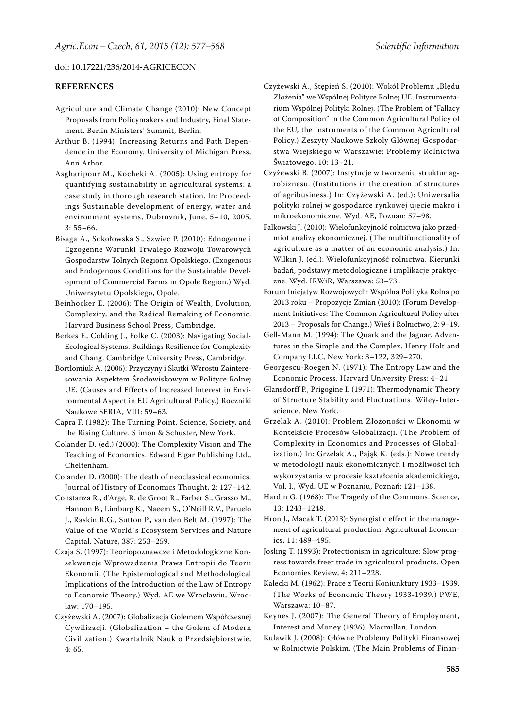## REFERENCES

Agriculture and Climate Change (2010): New Concept Proposals from Policymakers and Industry, Final Statement. Berlin Ministers' Summit, Berlin.

Arthur B. (1994): Increasing Returns and Path Dependence in the Economy. University of Michigan Press, Ann Arbor.

Asgharipour M., Kocheki A. (2005): Using entropy for quantifying sustainability in agricultural systems: a case study in thorough research station. In: Proceedings Sustainable development of energy, water and environment systems, Dubrovnik, June, 5–10, 2005, 3: 55–66.

Bisaga A., Sokołowska S., Szwiec P. (2010): Ednogenne i Egzogenne Warunki Trwałego Rozwoju Towarowych Gospodarstw Tolnych Regionu Opolskiego. (Exogenous and Endogenous Conditions for the Sustainable Development of Commercial Farms in Opole Region.) Wyd. Uniwersytetu Opolskiego, Opole.

Beinhocker E. (2006): The Origin of Wealth, Evolution, Complexity, and the Radical Remaking of Economic. Harvard Business School Press, Cambridge.

Berkes F., Colding J., Folke C. (2003): Navigating Social-Ecological Systems. Buildings Resilience for Complexity and Chang. Cambridge University Press, Cambridge.

Bortłomiuk A. (2006): Przyczyny i Skutki Wzrostu Zainteresowania Aspektem Środowiskowym w Polityce Rolnej UE. (Causes and Effects of Increased Interest in Environmental Aspect in EU Agricultural Policy.) Roczniki Naukowe SERIA, VIII: 59–63.

Capra F. (1982): The Turning Point. Science, Society, and the Rising Culture. S imon & Schuster, New York.

Colander D. (ed.) (2000): The Complexity Vision and The Teaching of Economics. Edward Elgar Publishing Ltd., Cheltenham.

Colander D. (2000): The death of neoclassical economics. Journal of History of Economics Thought, 2: 127–142.

Constanza R., d'Arge, R. de Groot R., Farber S., Grasso M., Hannon B., Limburg K., Naeem S., O'Neill R.V., Paruelo J., Raskin R.G., Sutton P., van den Belt M. (1997): The Value of the World`s Ecosystem Services and Nature Capital. Nature, 387: 253–259.

Czaja S. (1997): Teoriopoznawcze i Metodologiczne Konsekwencje Wprowadzenia Prawa Entropii do Teorii Ekonomii. (The Epistemological and Methodological Implications of the Introduction of the Law of Entropy to Economic Theory.) Wyd. AE we Wrocławiu, Wrocław: 170–195.

Czyżewski A. (2007): Globalizacja Golemem Współczesnej Cywilizacji. (Globalization – the Golem of Modern Civilization.) Kwartalnik Nauk o Przedsiębiorstwie, 4: 65.

Czyżewski A., Stępień S. (2010): Wokół Problemu „Błędu Złożenia" we Wspólnej Polityce Rolnej UE, Instrumentarium Wspólnej Polityki Rolnej. (The Problem of "Fallacy of Composition" in the Common Agricultural Policy of the EU, the Instruments of the Common Agricultural Policy.) Zeszyty Naukowe Szkoły Głównej Gospodarstwa Wiejskiego w Warszawie: Problemy Rolnictwa Światowego, 10: 13–21.

Czyżewski B. (2007): Instytucje w tworzeniu struktur agrobiznesu. (Institutions in the creation of structures of agribusiness.) In: Czyżewski A. (ed.): Uniwersalia polityki rolnej w gospodarce rynkowej ujęcie makro i mikroekonomiczne. Wyd. AE, Poznan: 57–98.

Fałkowski J. (2010): Wielofunkcyjność rolnictwa jako przedmiot analizy ekonomicznej. (The multifunctionality of agriculture as a matter of an economic analysis.) In: Wilkin J. (ed.): Wielofunkcyjność rolnictwa. Kierunki badań, podstawy metodologiczne i implikacje praktyczne. Wyd. IRWiR, Warszawa: 53–73 .

Forum Inicjatyw Rozwojowych: Wspólna Polityka Rolna po 2013 roku – Propozycje Zmian (2010): (Forum Development Initiatives: The Common Agricultural Policy after 2013 – Proposals for Change.) Wieś i Rolnictwo, 2: 9–19.

Gell-Mann M. (1994): The Quark and the Jaguar. Adventures in the Simple and the Complex. Henry Holt and Company LLC, New York: 3–122, 329–270.

Georgescu-Roegen N. (1971): The Entropy Law and the Economic Process. Harvard University Press: 4–21.

Glansdorff P., Prigogine I. (1971): Thermodynamic Theory of Structure Stability and Fluctuations. Wiley-Interscience, New York.

Grzelak A. (2010): Problem Złożoności w Ekonomii w Kontekście Procesów Globalizacji. (The Problem of Complexity in Economics and Processes of Globalization.) In: Grzelak A., Pająk K. (eds.): Nowe trendy w metodologii nauk ekonomicznych i możliwości ich wykorzystania w procesie kształcenia akademickiego, Vol. I., Wyd. UE w Poznaniu, Poznań: 121–138.

Hardin G. (1968): The Tragedy of the Commons. Science, 13: 1243–1248.

Hron J., Macak T. (2013): Synergistic effect in the management of agricultural production. Agricultural Economics, 11: 489–495.

Josling T. (1993): Protectionism in agriculture: Slow progress towards freer trade in agricultural products. Open Economies Review, 4: 211–228.

Kalecki M. (1962): Prace z Teorii Koniunktury 1933–1939. (The Works of Economic Theory 1933-1939.) PWE, Warszawa: 10–87.

Keynes J. (2007): The General Theory of Employment, Interest and Money (1936). Macmillan, London.

Kulawik J. (2008): Główne Problemy Polityki Finansowej w Rolnictwie Polskim. (The Main Problems of Finan-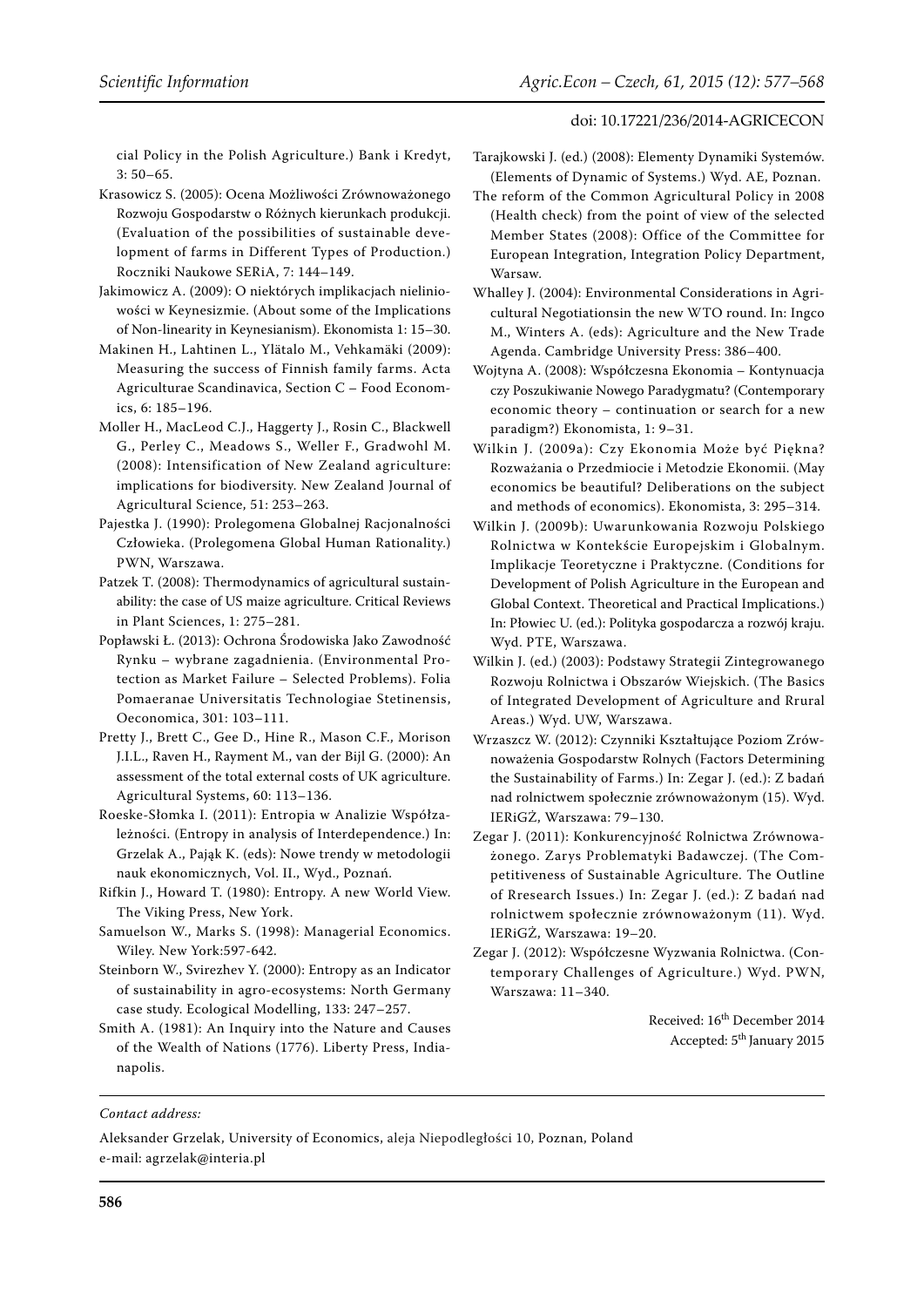cial Policy in the Polish Agriculture.) Bank i Kredyt, 3: 50–65.

Krasowicz S. (2005): Ocena Możliwości Zrównoważonego Rozwoju Gospodarstw o Różnych kierunkach produkcji. (Evaluation of the possibilities of sustainable development of farms in Different Types of Production.) Roczniki Naukowe SERiA, 7: 144–149.

Jakimowicz A. (2009): O niektórych implikacjach nieliniowości w Keynesizmie. (About some of the Implications of Non-linearity in Keynesianism). Ekonomista 1: 15–30.

Makinen H., Lahtinen L., Ylätalo M., Vehkamäki (2009): Measuring the success of Finnish family farms. Acta Agriculturae Scandinavica, Section C – Food Economics, 6: 185–196.

Moller H., MacLeod C.J., Haggerty J., Rosin C., Blackwell G., Perley C., Meadows S., Weller F., Gradwohl M. (2008): Intensification of New Zealand agriculture: implications for biodiversity. New Zealand Journal of Agricultural Science, 51: 253–263.

Pajestka J. (1990): Prolegomena Globalnej Racjonalności Człowieka. (Prolegomena Global Human Rationality.) PWN, Warszawa.

Patzek T. (2008): Thermodynamics of agricultural sustainability: the case of US maize agriculture. Critical Reviews in Plant Sciences, 1: 275–281.

Popławski Ł. (2013): Ochrona Środowiska Jako Zawodność Rynku – wybrane zagadnienia. (Environmental Protection as Market Failure – Selected Problems). Folia Pomaeranae Universitatis Technologiae Stetinensis, Oeconomica, 301: 103–111.

Pretty J., Brett C., Gee D., Hine R., Mason C.F., Morison J.I.L., Raven H., Rayment M., van der Bijl G. (2000): An assessment of the total external costs of UK agriculture. Agricultural Systems, 60: 113–136.

Roeske-Słomka I. (2011): Entropia w Analizie Współzależności. (Entropy in analysis of Interdependence.) In: Grzelak A., Pająk K. (eds): Nowe trendy w metodologii nauk ekonomicznych, Vol. II., Wyd., Poznań.

Rifkin J., Howard T. (1980): Entropy. A new World View. The Viking Press, New York.

Samuelson W., Marks S. (1998): Managerial Economics. Wiley. New York:597-642.

Steinborn W., Svirezhev Y. (2000): Entropy as an Indicator of sustainability in agro-ecosystems: North Germany case study. Ecological Modelling, 133: 247–257.

Smith A. (1981): An Inquiry into the Nature and Causes of the Wealth of Nations (1776). Liberty Press, Indianapolis.

Tarajkowski J. (ed.) (2008): Elementy Dynamiki Systemów. (Elements of Dynamic of Systems.) Wyd. AE, Poznan.

The reform of the Common Agricultural Policy in 2008 (Health check) from the point of view of the selected Member States (2008): Office of the Committee for European Integration, Integration Policy Department, Warsaw.

Whalley J. (2004): Environmental Considerations in Agricultural Negotiationsin the new WTO round. In: Ingco M., Winters A. (eds): Agriculture and the New Trade Agenda. Cambridge University Press: 386–400.

Wojtyna A. (2008): Współczesna Ekonomia – Kontynuacja czy Poszukiwanie Nowego Paradygmatu? (Contemporary economic theory – continuation or search for a new paradigm?) Ekonomista, 1: 9–31.

Wilkin J. (2009a): Czy Ekonomia Może być Piękna? Rozważania o Przedmiocie i Metodzie Ekonomii. (May economics be beautiful? Deliberations on the subject and methods of economics). Ekonomista, 3: 295–314.

Wilkin J. (2009b): Uwarunkowania Rozwoju Polskiego Rolnictwa w Kontekście Europejskim i Globalnym. Implikacje Teoretyczne i Praktyczne. (Conditions for Development of Polish Agriculture in the European and Global Context. Theoretical and Practical Implications.) In: Płowiec U. (ed.): Polityka gospodarcza a rozwój kraju. Wyd. PTE, Warszawa.

Wilkin J. (ed.) (2003): Podstawy Strategii Zintegrowanego Rozwoju Rolnictwa i Obszarów Wiejskich. (The Basics of Integrated Development of Agriculture and Rrural Areas.) Wyd. UW, Warszawa.

Wrzaszcz W. (2012): Czynniki Kształtujące Poziom Zrównoważenia Gospodarstw Rolnych (Factors Determining the Sustainability of Farms.) In: Zegar J. (ed.): Z badań nad rolnictwem społecznie zrównoważonym (15). Wyd. IERiGŻ, Warszawa: 79–130.

Zegar J. (2011): Konkurencyjność Rolnictwa Zrównoważonego. Zarys Problematyki Badawczej. (The Competitiveness of Sustainable Agriculture. The Outline of Rresearch Issues.) In: Zegar J. (ed.): Z badań nad rolnictwem społecznie zrównoważonym (11). Wyd. IERiGŻ, Warszawa: 19–20.

Zegar J. (2012): Współczesne Wyzwania Rolnictwa. (Contemporary Challenges of Agriculture.) Wyd. PWN, Warszawa: 11–340.

Received: 16th December 2014
Accepted: 5th January 2015

*Contact address:*

Aleksander Grzelak, University of Economics, aleja Niepodległości 10, Poznan, Poland
e-mail: agrzelak@interia.pl